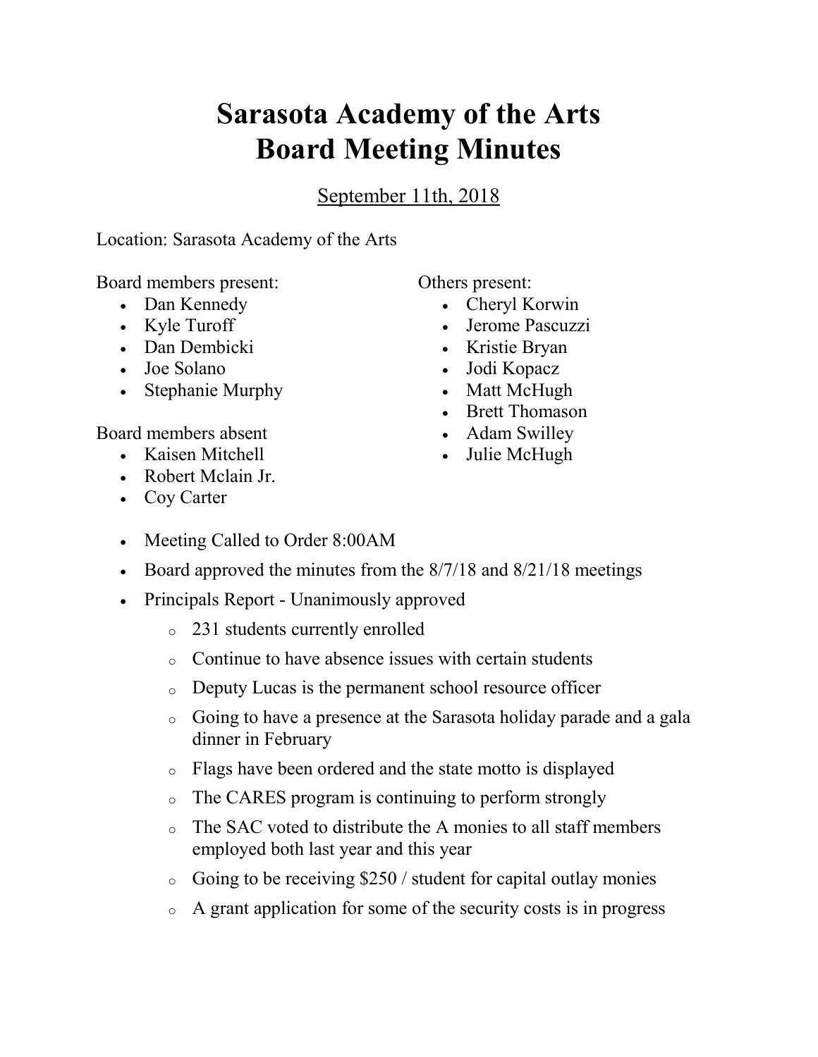# Sarasota Academy of the Arts
# Board Meeting Minutes

September 11th, 2018

Location: Sarasota Academy of the Arts

Board members present:

- Dan Kennedy
- Kyle Turoff
- Dan Dembicki
- Joe Solano
- Stephanie Murphy

Board members absent

- Kaisen Mitchell
- Robert Mclain Jr.
- Coy Carter

Others present:

- Cheryl Korwin
- Jerome Pascuzzi
- Kristie Bryan
- Jodi Kopacz
- Matt McHugh
- Brett Thomason
- Adam Swilley
- Julie McHugh

- Meeting Called to Order 8:00AM
- Board approved the minutes from the 8/7/18 and 8/21/18 meetings
- Principals Report - Unanimously approved
  - 231 students currently enrolled
  - Continue to have absence issues with certain students
  - Deputy Lucas is the permanent school resource officer
  - Going to have a presence at the Sarasota holiday parade and a gala dinner in February
  - Flags have been ordered and the state motto is displayed
  - The CARES program is continuing to perform strongly
  - The SAC voted to distribute the A monies to all staff members employed both last year and this year
  - Going to be receiving $250 / student for capital outlay monies
  - A grant application for some of the security costs is in progress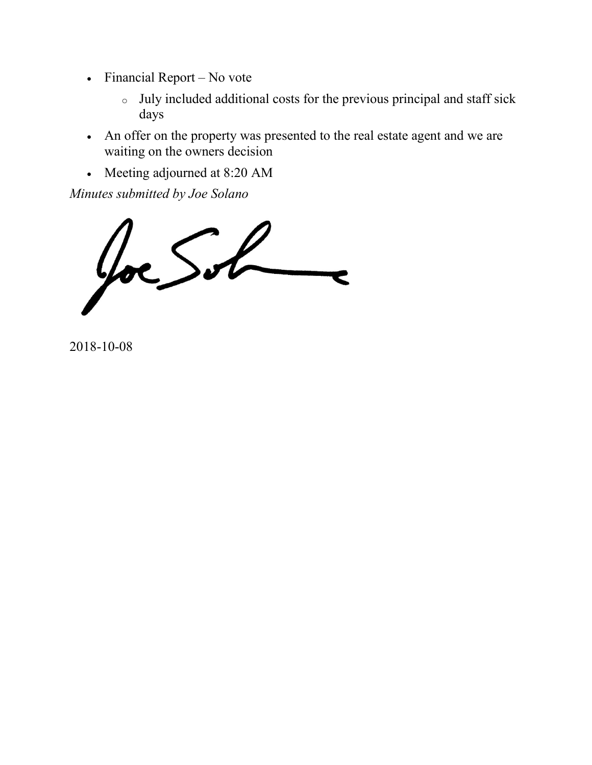- Financial Report – No vote
  - July included additional costs for the previous principal and staff sick days
- An offer on the property was presented to the real estate agent and we are waiting on the owners decision
- Meeting adjourned at 8:20 AM

*Minutes submitted by Joe Solano*

2018-10-08